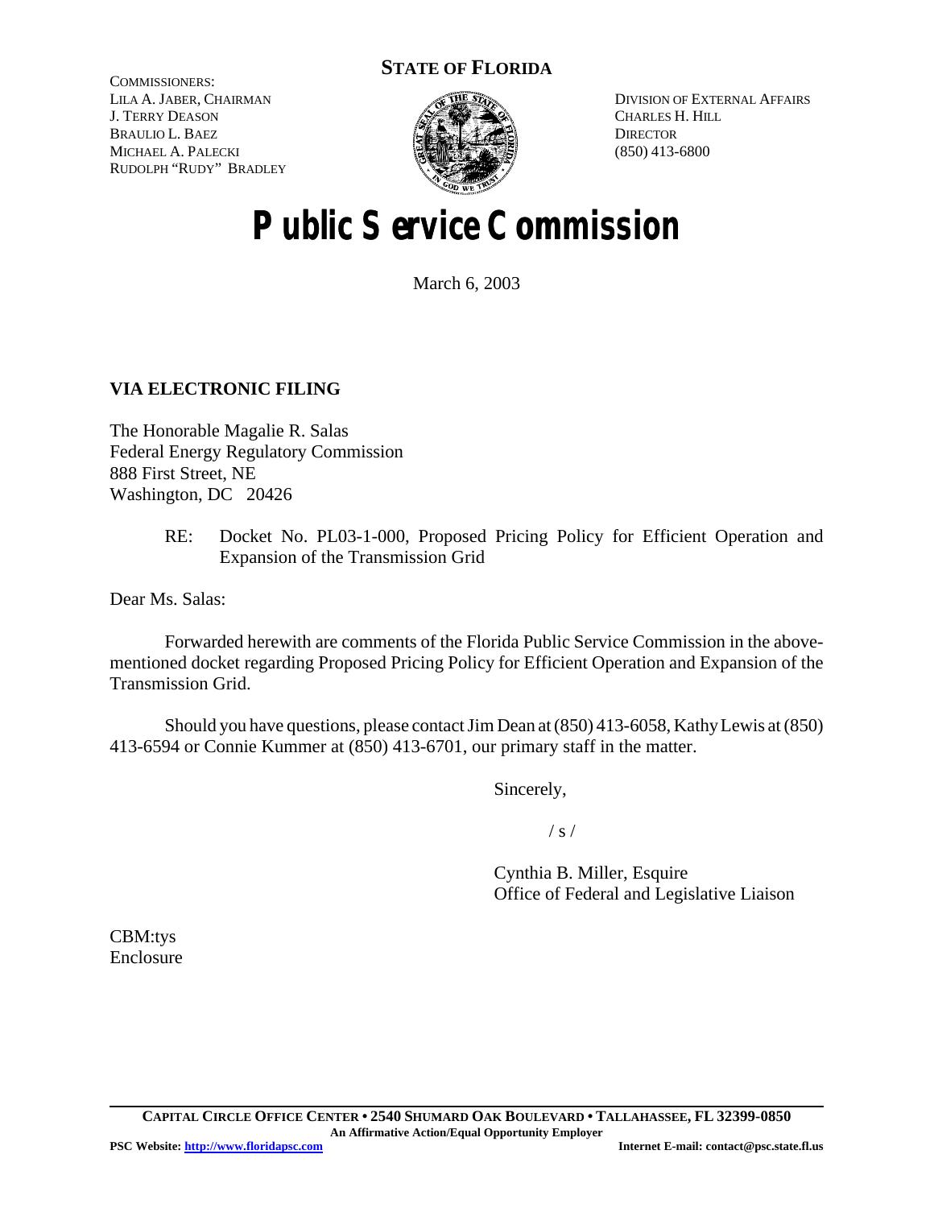**STATE OF FLORIDA**

COMMISSIONERS:
LILA A. JABER, CHAIRMAN
J. TERRY DEASON
BRAULIO L. BAEZ
MICHAEL A. PALECKI
RUDOLPH "RUDY" BRADLEY

DIVISION OF EXTERNAL AFFAIRS
CHARLES H. HILL
DIRECTOR
(850) 413-6800

# Public Service Commission

March 6, 2003

**VIA ELECTRONIC FILING**

The Honorable Magalie R. Salas
Federal Energy Regulatory Commission
888 First Street, NE
Washington, DC 20426

RE: Docket No. PL03-1-000, Proposed Pricing Policy for Efficient Operation and Expansion of the Transmission Grid

Dear Ms. Salas:

Forwarded herewith are comments of the Florida Public Service Commission in the above-mentioned docket regarding Proposed Pricing Policy for Efficient Operation and Expansion of the Transmission Grid.

Should you have questions, please contact Jim Dean at (850) 413-6058, Kathy Lewis at (850) 413-6594 or Connie Kummer at (850) 413-6701, our primary staff in the matter.

Sincerely,

/ s /

Cynthia B. Miller, Esquire
Office of Federal and Legislative Liaison

CBM:tys
Enclosure

**CAPITAL CIRCLE OFFICE CENTER • 2540 SHUMARD OAK BOULEVARD • TALLAHASSEE, FL 32399-0850**
**An Affirmative Action/Equal Opportunity Employer**
**PSC Website: http://www.floridapsc.com** **Internet E-mail: contact@psc.state.fl.us**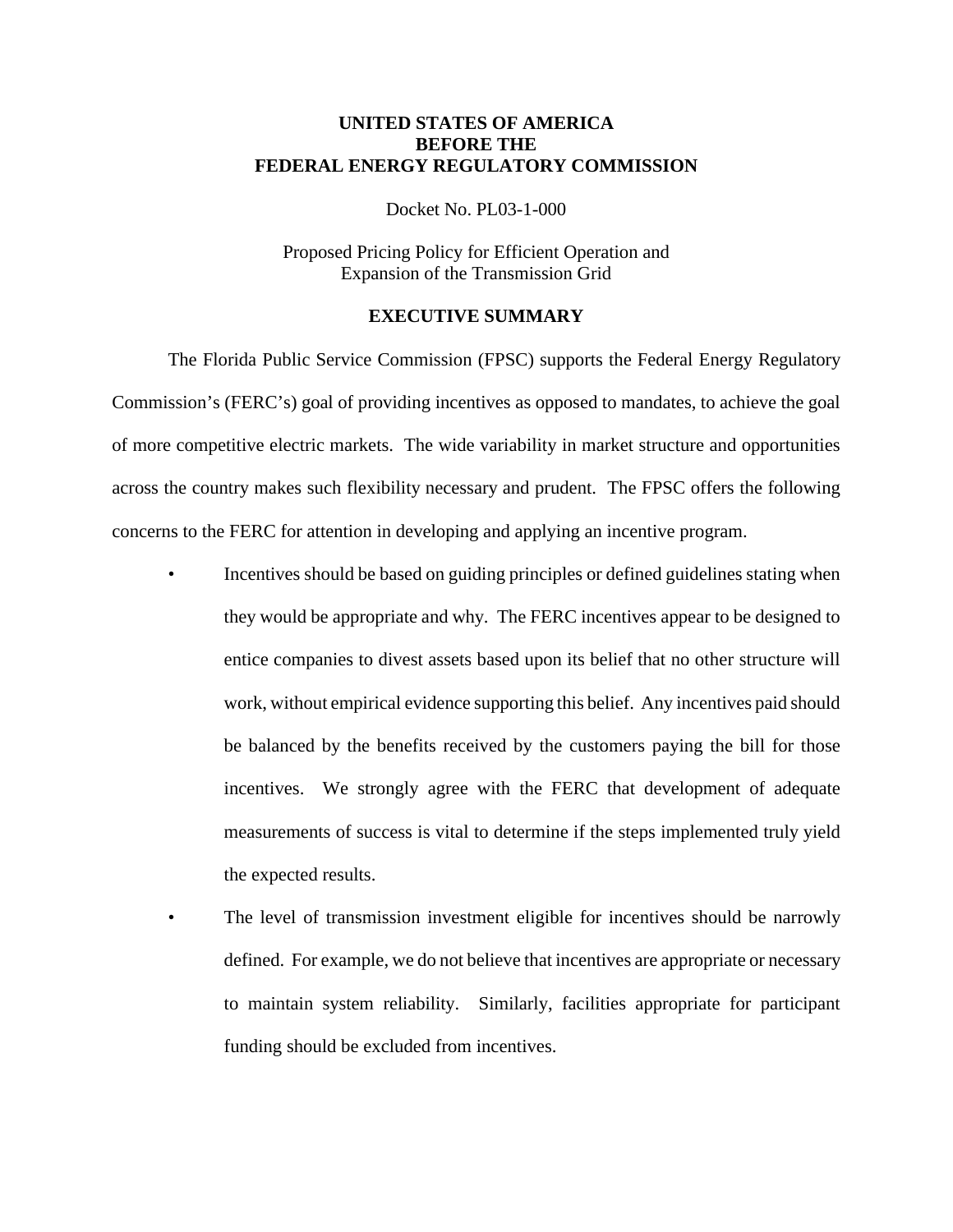**UNITED STATES OF AMERICA**
**BEFORE THE**
**FEDERAL ENERGY REGULATORY COMMISSION**

Docket No. PL03-1-000

Proposed Pricing Policy for Efficient Operation and Expansion of the Transmission Grid

## EXECUTIVE SUMMARY

The Florida Public Service Commission (FPSC) supports the Federal Energy Regulatory Commission's (FERC's) goal of providing incentives as opposed to mandates, to achieve the goal of more competitive electric markets. The wide variability in market structure and opportunities across the country makes such flexibility necessary and prudent. The FPSC offers the following concerns to the FERC for attention in developing and applying an incentive program.

- Incentives should be based on guiding principles or defined guidelines stating when they would be appropriate and why. The FERC incentives appear to be designed to entice companies to divest assets based upon its belief that no other structure will work, without empirical evidence supporting this belief. Any incentives paid should be balanced by the benefits received by the customers paying the bill for those incentives. We strongly agree with the FERC that development of adequate measurements of success is vital to determine if the steps implemented truly yield the expected results.
- The level of transmission investment eligible for incentives should be narrowly defined. For example, we do not believe that incentives are appropriate or necessary to maintain system reliability. Similarly, facilities appropriate for participant funding should be excluded from incentives.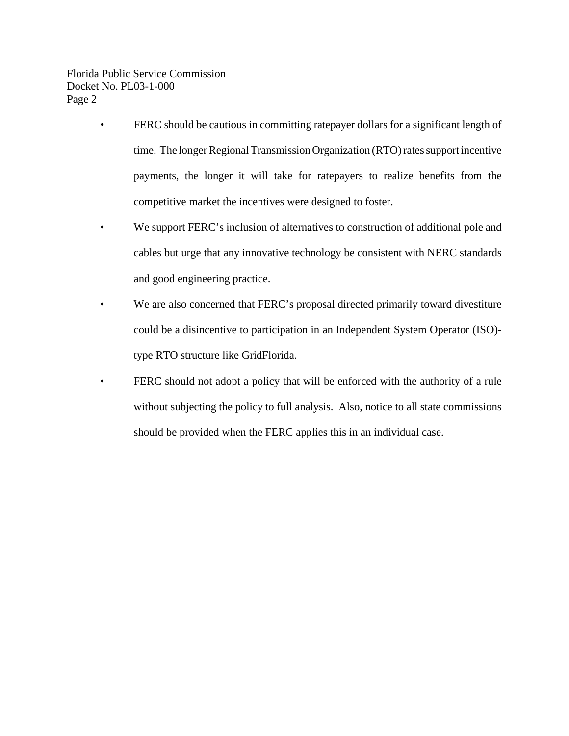- FERC should be cautious in committing ratepayer dollars for a significant length of time. The longer Regional Transmission Organization (RTO) rates support incentive payments, the longer it will take for ratepayers to realize benefits from the competitive market the incentives were designed to foster.
- We support FERC's inclusion of alternatives to construction of additional pole and cables but urge that any innovative technology be consistent with NERC standards and good engineering practice.
- We are also concerned that FERC's proposal directed primarily toward divestiture could be a disincentive to participation in an Independent System Operator (ISO)-type RTO structure like GridFlorida.
- FERC should not adopt a policy that will be enforced with the authority of a rule without subjecting the policy to full analysis. Also, notice to all state commissions should be provided when the FERC applies this in an individual case.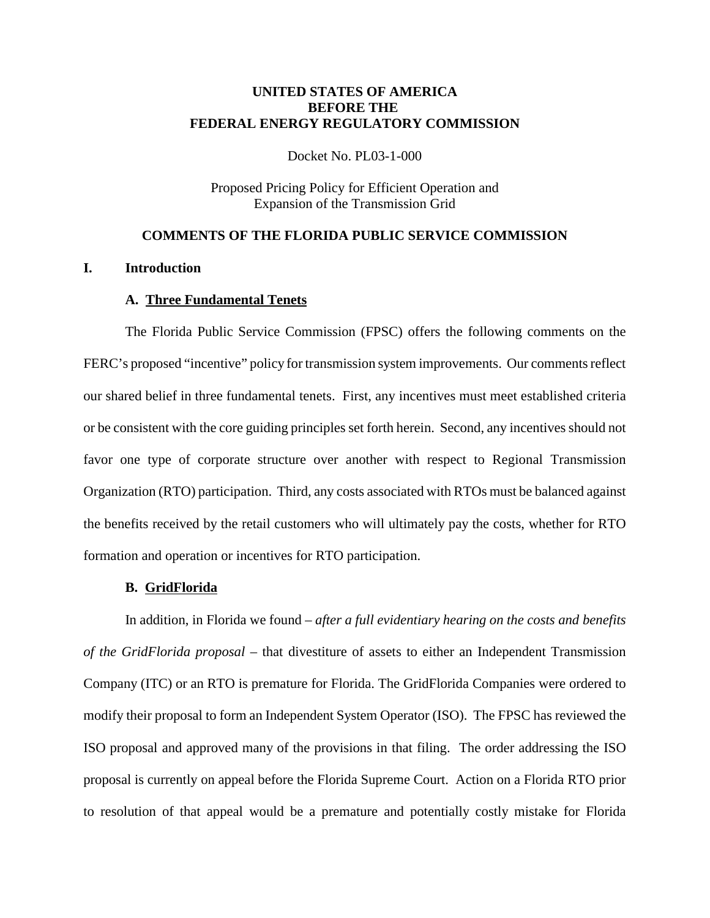**UNITED STATES OF AMERICA**
**BEFORE THE**
**FEDERAL ENERGY REGULATORY COMMISSION**

Docket No. PL03-1-000

Proposed Pricing Policy for Efficient Operation and Expansion of the Transmission Grid

## COMMENTS OF THE FLORIDA PUBLIC SERVICE COMMISSION

## I. Introduction

### A. Three Fundamental Tenets

The Florida Public Service Commission (FPSC) offers the following comments on the FERC's proposed "incentive" policy for transmission system improvements. Our comments reflect our shared belief in three fundamental tenets. First, any incentives must meet established criteria or be consistent with the core guiding principles set forth herein. Second, any incentives should not favor one type of corporate structure over another with respect to Regional Transmission Organization (RTO) participation. Third, any costs associated with RTOs must be balanced against the benefits received by the retail customers who will ultimately pay the costs, whether for RTO formation and operation or incentives for RTO participation.

### B. GridFlorida

In addition, in Florida we found – *after a full evidentiary hearing on the costs and benefits of the GridFlorida proposal* – that divestiture of assets to either an Independent Transmission Company (ITC) or an RTO is premature for Florida. The GridFlorida Companies were ordered to modify their proposal to form an Independent System Operator (ISO). The FPSC has reviewed the ISO proposal and approved many of the provisions in that filing. The order addressing the ISO proposal is currently on appeal before the Florida Supreme Court. Action on a Florida RTO prior to resolution of that appeal would be a premature and potentially costly mistake for Florida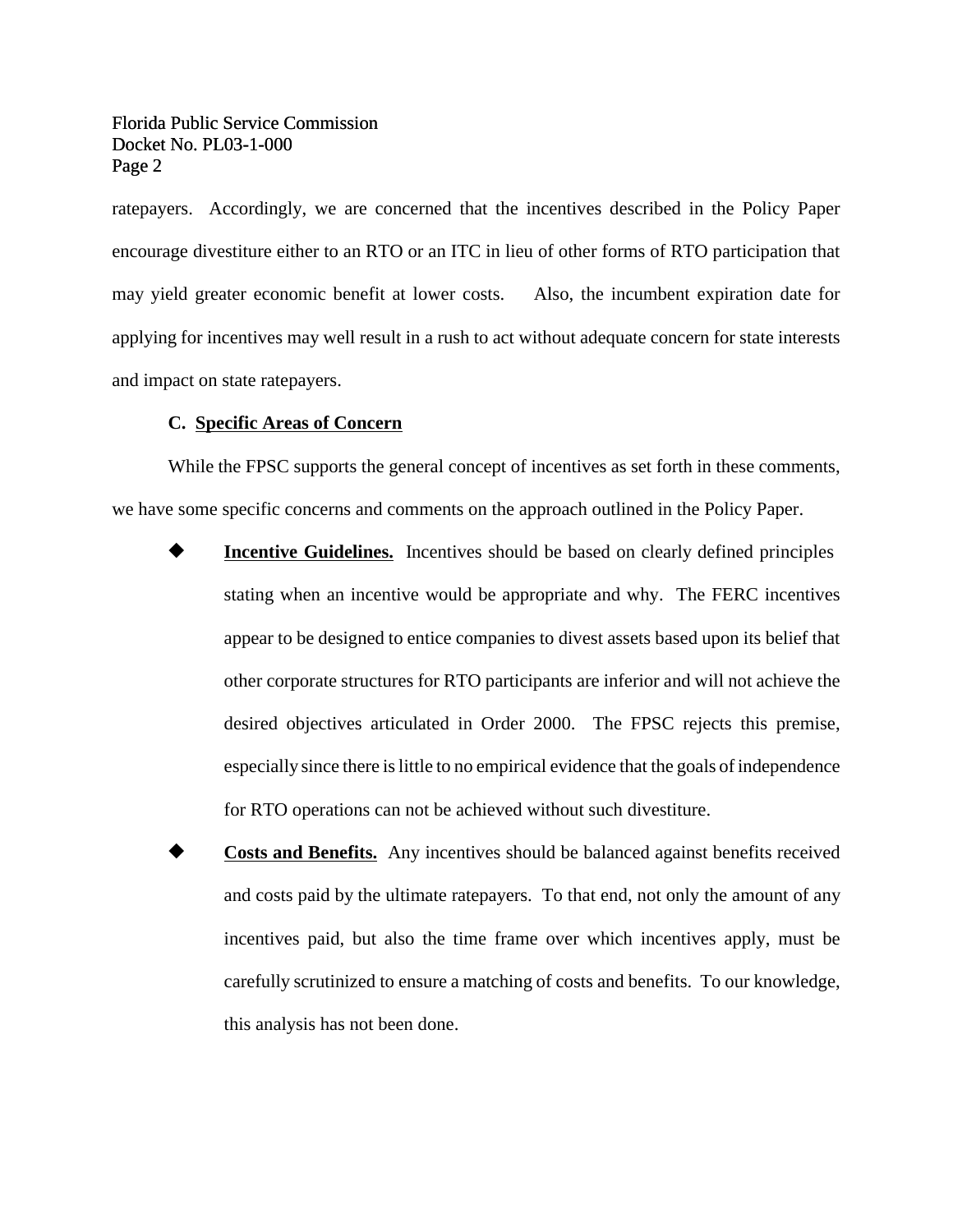ratepayers. Accordingly, we are concerned that the incentives described in the Policy Paper encourage divestiture either to an RTO or an ITC in lieu of other forms of RTO participation that may yield greater economic benefit at lower costs. Also, the incumbent expiration date for applying for incentives may well result in a rush to act without adequate concern for state interests and impact on state ratepayers.

### C. Specific Areas of Concern

While the FPSC supports the general concept of incentives as set forth in these comments, we have some specific concerns and comments on the approach outlined in the Policy Paper.

- **Incentive Guidelines.** Incentives should be based on clearly defined principles stating when an incentive would be appropriate and why. The FERC incentives appear to be designed to entice companies to divest assets based upon its belief that other corporate structures for RTO participants are inferior and will not achieve the desired objectives articulated in Order 2000. The FPSC rejects this premise, especially since there is little to no empirical evidence that the goals of independence for RTO operations can not be achieved without such divestiture.

- **Costs and Benefits.** Any incentives should be balanced against benefits received and costs paid by the ultimate ratepayers. To that end, not only the amount of any incentives paid, but also the time frame over which incentives apply, must be carefully scrutinized to ensure a matching of costs and benefits. To our knowledge, this analysis has not been done.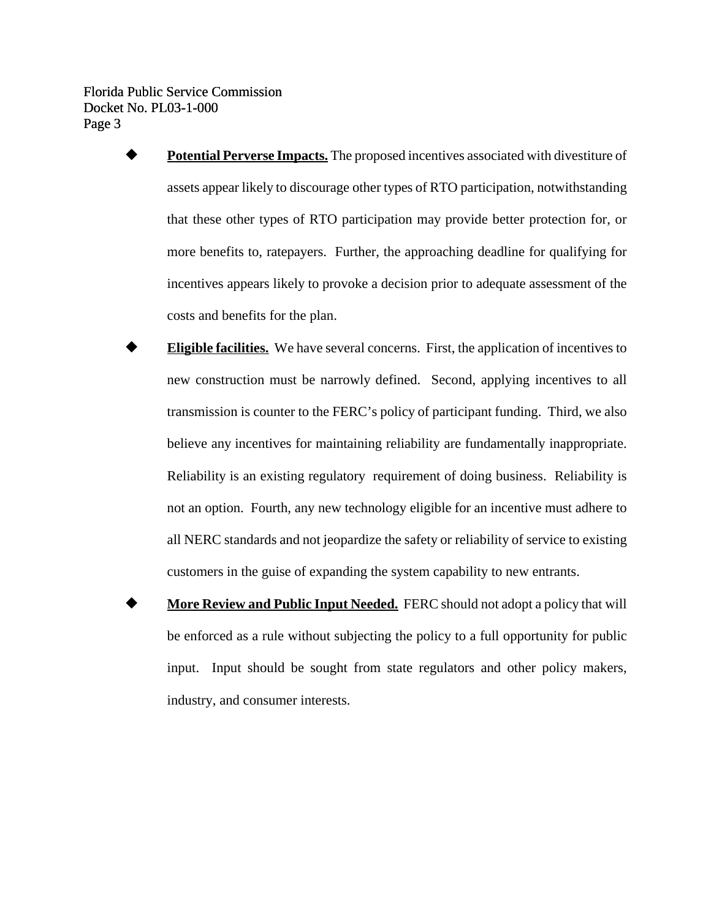- **Potential Perverse Impacts.** The proposed incentives associated with divestiture of assets appear likely to discourage other types of RTO participation, notwithstanding that these other types of RTO participation may provide better protection for, or more benefits to, ratepayers. Further, the approaching deadline for qualifying for incentives appears likely to provoke a decision prior to adequate assessment of the costs and benefits for the plan.

- **Eligible facilities.** We have several concerns. First, the application of incentives to new construction must be narrowly defined. Second, applying incentives to all transmission is counter to the FERC's policy of participant funding. Third, we also believe any incentives for maintaining reliability are fundamentally inappropriate. Reliability is an existing regulatory requirement of doing business. Reliability is not an option. Fourth, any new technology eligible for an incentive must adhere to all NERC standards and not jeopardize the safety or reliability of service to existing customers in the guise of expanding the system capability to new entrants.

- **More Review and Public Input Needed.** FERC should not adopt a policy that will be enforced as a rule without subjecting the policy to a full opportunity for public input. Input should be sought from state regulators and other policy makers, industry, and consumer interests.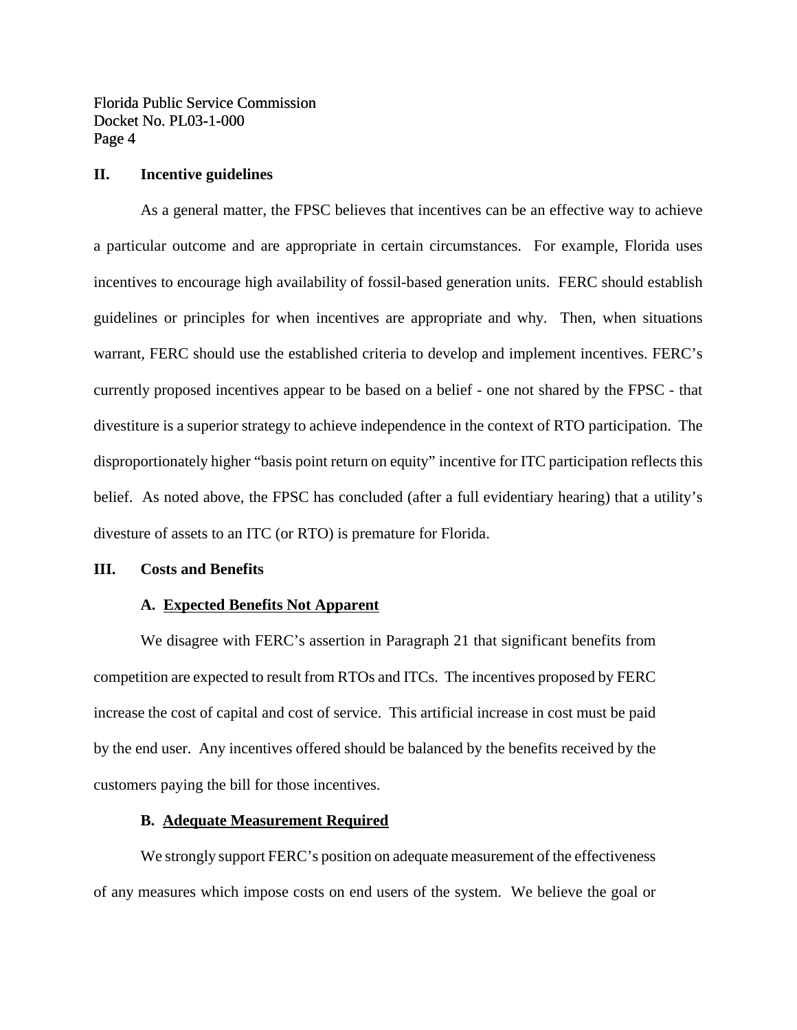## II. Incentive guidelines

As a general matter, the FPSC believes that incentives can be an effective way to achieve a particular outcome and are appropriate in certain circumstances. For example, Florida uses incentives to encourage high availability of fossil-based generation units. FERC should establish guidelines or principles for when incentives are appropriate and why. Then, when situations warrant, FERC should use the established criteria to develop and implement incentives. FERC's currently proposed incentives appear to be based on a belief - one not shared by the FPSC - that divestiture is a superior strategy to achieve independence in the context of RTO participation. The disproportionately higher "basis point return on equity" incentive for ITC participation reflects this belief. As noted above, the FPSC has concluded (after a full evidentiary hearing) that a utility's divesture of assets to an ITC (or RTO) is premature for Florida.

## III. Costs and Benefits

### A. Expected Benefits Not Apparent

We disagree with FERC's assertion in Paragraph 21 that significant benefits from competition are expected to result from RTOs and ITCs. The incentives proposed by FERC increase the cost of capital and cost of service. This artificial increase in cost must be paid by the end user. Any incentives offered should be balanced by the benefits received by the customers paying the bill for those incentives.

### B. Adequate Measurement Required

We strongly support FERC's position on adequate measurement of the effectiveness of any measures which impose costs on end users of the system. We believe the goal or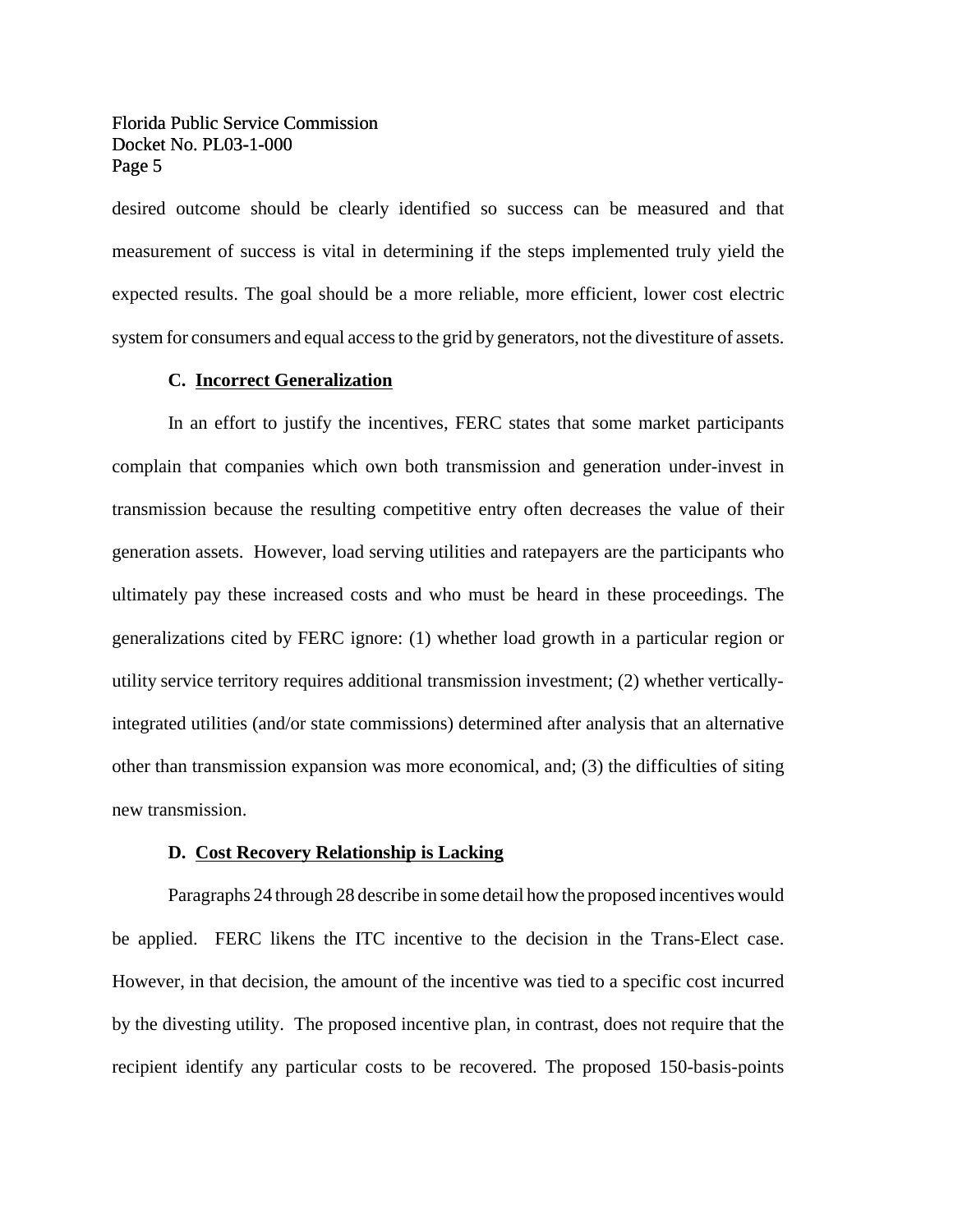desired outcome should be clearly identified so success can be measured and that measurement of success is vital in determining if the steps implemented truly yield the expected results. The goal should be a more reliable, more efficient, lower cost electric system for consumers and equal access to the grid by generators, not the divestiture of assets.

### C. Incorrect Generalization

In an effort to justify the incentives, FERC states that some market participants complain that companies which own both transmission and generation under-invest in transmission because the resulting competitive entry often decreases the value of their generation assets. However, load serving utilities and ratepayers are the participants who ultimately pay these increased costs and who must be heard in these proceedings. The generalizations cited by FERC ignore: (1) whether load growth in a particular region or utility service territory requires additional transmission investment; (2) whether vertically-integrated utilities (and/or state commissions) determined after analysis that an alternative other than transmission expansion was more economical, and; (3) the difficulties of siting new transmission.

### D. Cost Recovery Relationship is Lacking

Paragraphs 24 through 28 describe in some detail how the proposed incentives would be applied. FERC likens the ITC incentive to the decision in the Trans-Elect case. However, in that decision, the amount of the incentive was tied to a specific cost incurred by the divesting utility. The proposed incentive plan, in contrast, does not require that the recipient identify any particular costs to be recovered. The proposed 150-basis-points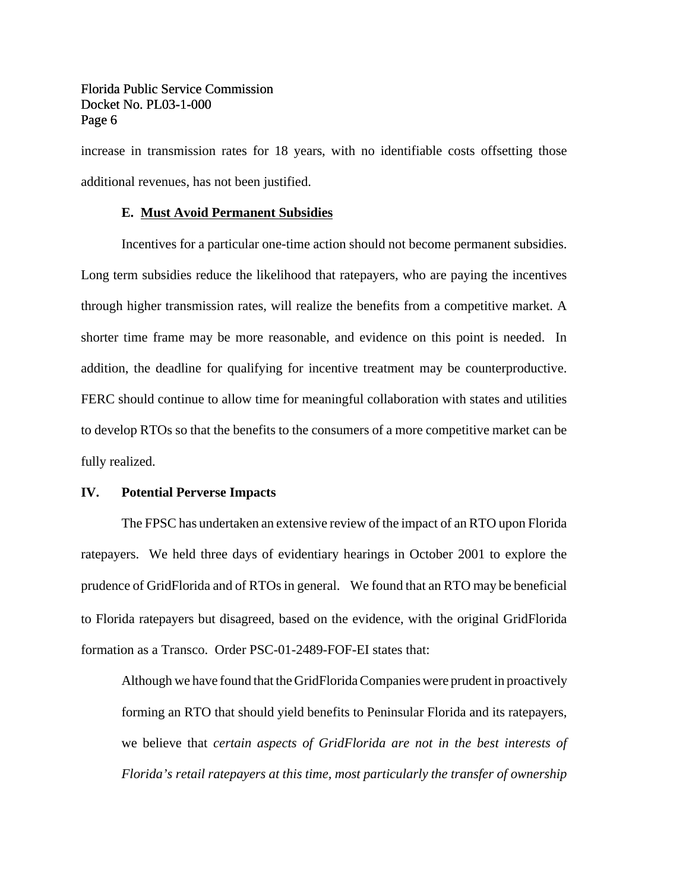increase in transmission rates for 18 years, with no identifiable costs offsetting those additional revenues, has not been justified.

### E. Must Avoid Permanent Subsidies

Incentives for a particular one-time action should not become permanent subsidies. Long term subsidies reduce the likelihood that ratepayers, who are paying the incentives through higher transmission rates, will realize the benefits from a competitive market. A shorter time frame may be more reasonable, and evidence on this point is needed. In addition, the deadline for qualifying for incentive treatment may be counterproductive. FERC should continue to allow time for meaningful collaboration with states and utilities to develop RTOs so that the benefits to the consumers of a more competitive market can be fully realized.

## IV. Potential Perverse Impacts

The FPSC has undertaken an extensive review of the impact of an RTO upon Florida ratepayers. We held three days of evidentiary hearings in October 2001 to explore the prudence of GridFlorida and of RTOs in general. We found that an RTO may be beneficial to Florida ratepayers but disagreed, based on the evidence, with the original GridFlorida formation as a Transco. Order PSC-01-2489-FOF-EI states that:

> Although we have found that the GridFlorida Companies were prudent in proactively forming an RTO that should yield benefits to Peninsular Florida and its ratepayers, we believe that *certain aspects of GridFlorida are not in the best interests of Florida's retail ratepayers at this time, most particularly the transfer of ownership*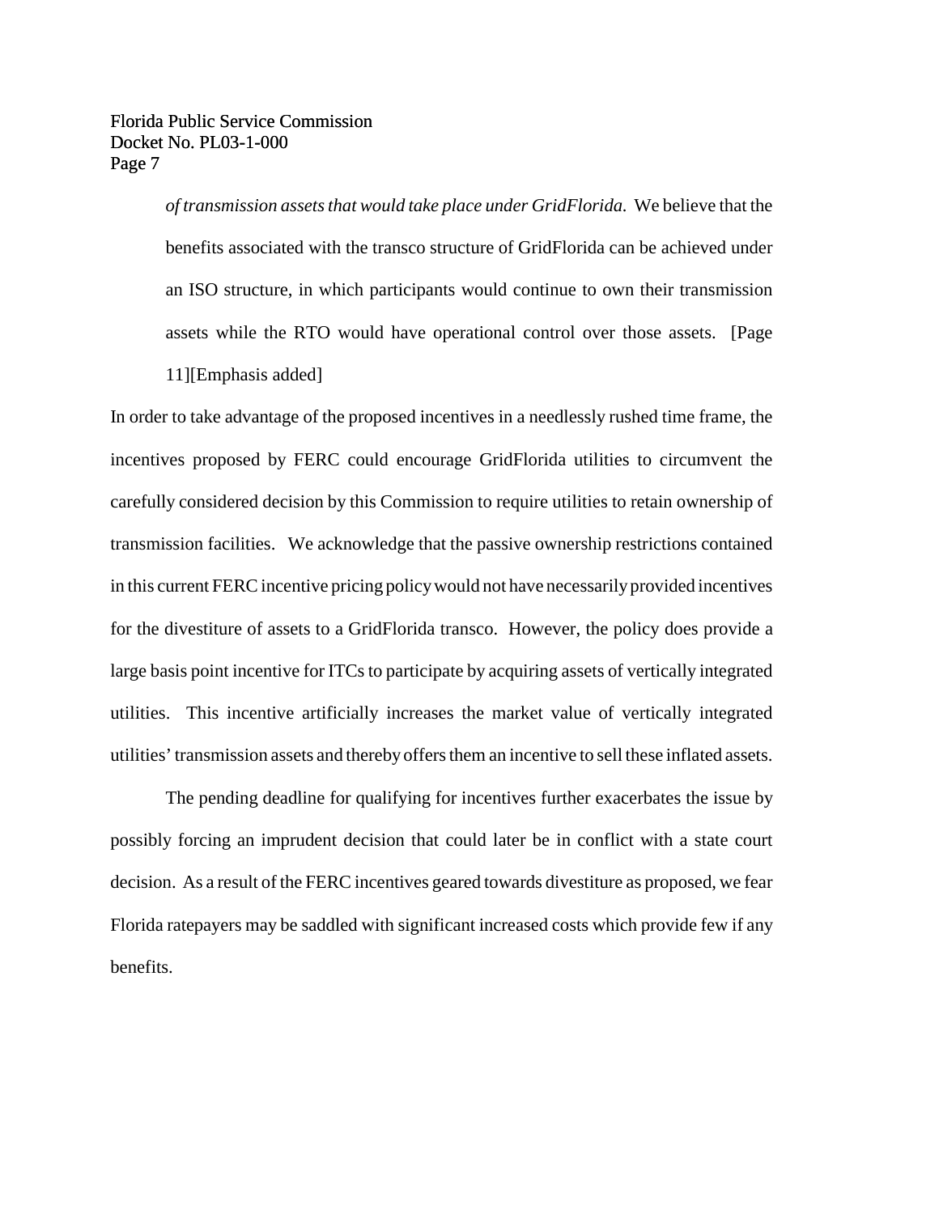> *of transmission assets that would take place under GridFlorida.* We believe that the benefits associated with the transco structure of GridFlorida can be achieved under an ISO structure, in which participants would continue to own their transmission assets while the RTO would have operational control over those assets. [Page 11][Emphasis added]

In order to take advantage of the proposed incentives in a needlessly rushed time frame, the incentives proposed by FERC could encourage GridFlorida utilities to circumvent the carefully considered decision by this Commission to require utilities to retain ownership of transmission facilities. We acknowledge that the passive ownership restrictions contained in this current FERC incentive pricing policy would not have necessarily provided incentives for the divestiture of assets to a GridFlorida transco. However, the policy does provide a large basis point incentive for ITCs to participate by acquiring assets of vertically integrated utilities. This incentive artificially increases the market value of vertically integrated utilities' transmission assets and thereby offers them an incentive to sell these inflated assets.

The pending deadline for qualifying for incentives further exacerbates the issue by possibly forcing an imprudent decision that could later be in conflict with a state court decision. As a result of the FERC incentives geared towards divestiture as proposed, we fear Florida ratepayers may be saddled with significant increased costs which provide few if any benefits.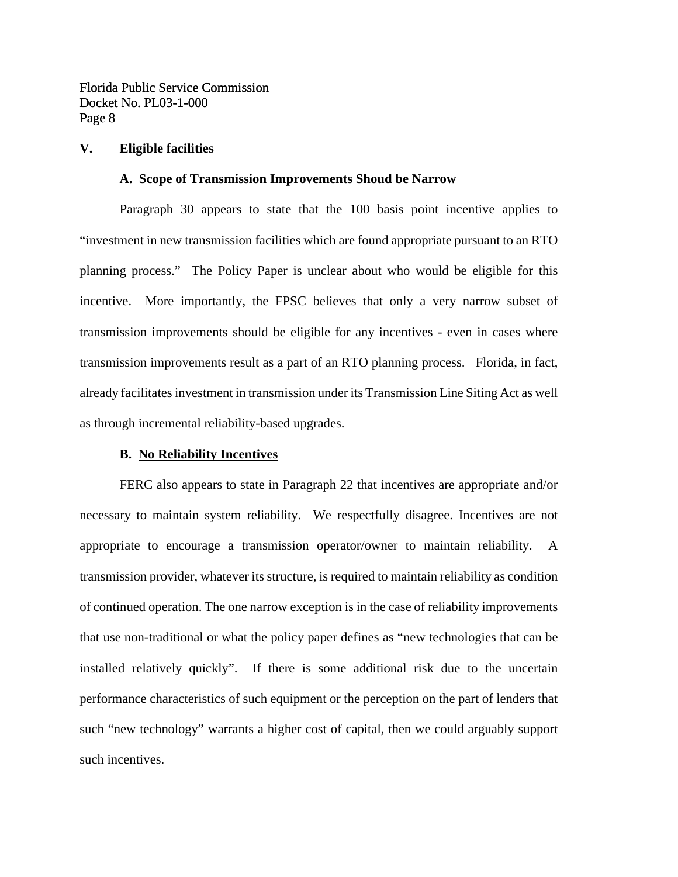## V. Eligible facilities

### A. Scope of Transmission Improvements Shoud be Narrow

Paragraph 30 appears to state that the 100 basis point incentive applies to "investment in new transmission facilities which are found appropriate pursuant to an RTO planning process." The Policy Paper is unclear about who would be eligible for this incentive. More importantly, the FPSC believes that only a very narrow subset of transmission improvements should be eligible for any incentives - even in cases where transmission improvements result as a part of an RTO planning process. Florida, in fact, already facilitates investment in transmission under its Transmission Line Siting Act as well as through incremental reliability-based upgrades.

### B. No Reliability Incentives

FERC also appears to state in Paragraph 22 that incentives are appropriate and/or necessary to maintain system reliability. We respectfully disagree. Incentives are not appropriate to encourage a transmission operator/owner to maintain reliability. A transmission provider, whatever its structure, is required to maintain reliability as condition of continued operation. The one narrow exception is in the case of reliability improvements that use non-traditional or what the policy paper defines as "new technologies that can be installed relatively quickly". If there is some additional risk due to the uncertain performance characteristics of such equipment or the perception on the part of lenders that such "new technology" warrants a higher cost of capital, then we could arguably support such incentives.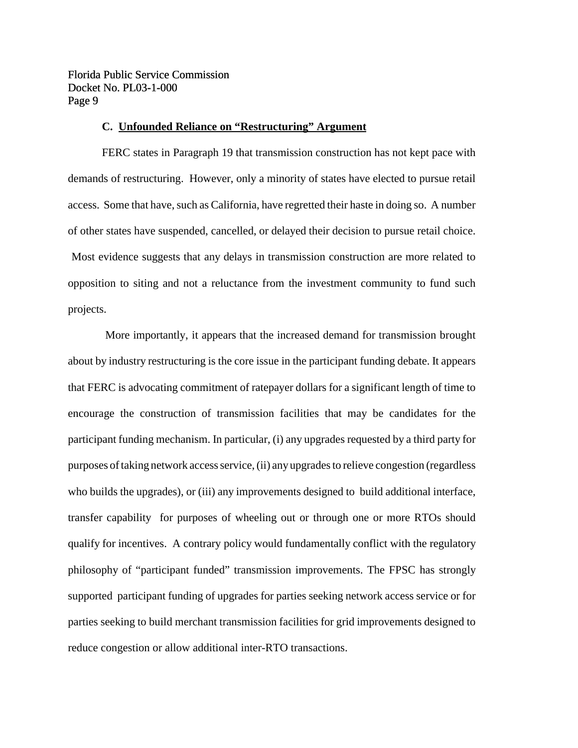### C. <u>Unfounded Reliance on "Restructuring" Argument</u>

FERC states in Paragraph 19 that transmission construction has not kept pace with demands of restructuring. However, only a minority of states have elected to pursue retail access. Some that have, such as California, have regretted their haste in doing so. A number of other states have suspended, cancelled, or delayed their decision to pursue retail choice. Most evidence suggests that any delays in transmission construction are more related to opposition to siting and not a reluctance from the investment community to fund such projects.

More importantly, it appears that the increased demand for transmission brought about by industry restructuring is the core issue in the participant funding debate. It appears that FERC is advocating commitment of ratepayer dollars for a significant length of time to encourage the construction of transmission facilities that may be candidates for the participant funding mechanism. In particular, (i) any upgrades requested by a third party for purposes of taking network access service, (ii) any upgrades to relieve congestion (regardless who builds the upgrades), or (iii) any improvements designed to build additional interface, transfer capability for purposes of wheeling out or through one or more RTOs should qualify for incentives. A contrary policy would fundamentally conflict with the regulatory philosophy of "participant funded" transmission improvements. The FPSC has strongly supported participant funding of upgrades for parties seeking network access service or for parties seeking to build merchant transmission facilities for grid improvements designed to reduce congestion or allow additional inter-RTO transactions.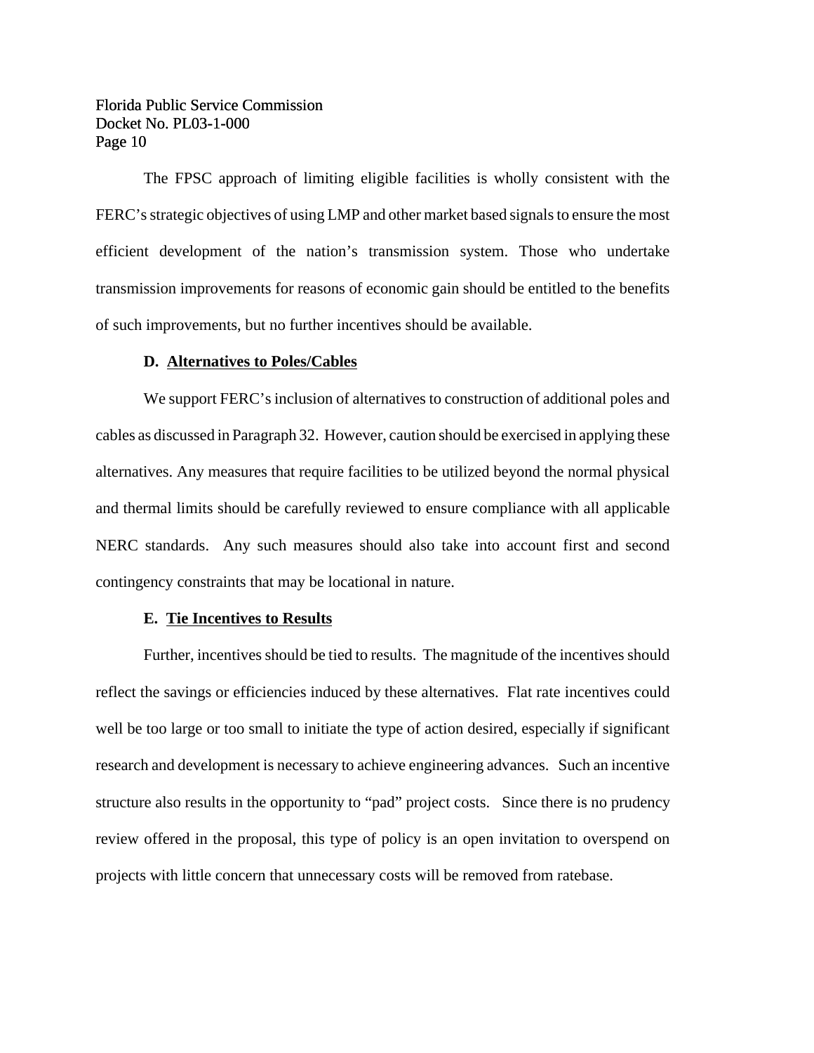The FPSC approach of limiting eligible facilities is wholly consistent with the FERC's strategic objectives of using LMP and other market based signals to ensure the most efficient development of the nation's transmission system. Those who undertake transmission improvements for reasons of economic gain should be entitled to the benefits of such improvements, but no further incentives should be available.

### D. Alternatives to Poles/Cables

We support FERC's inclusion of alternatives to construction of additional poles and cables as discussed in Paragraph 32. However, caution should be exercised in applying these alternatives. Any measures that require facilities to be utilized beyond the normal physical and thermal limits should be carefully reviewed to ensure compliance with all applicable NERC standards. Any such measures should also take into account first and second contingency constraints that may be locational in nature.

### E. Tie Incentives to Results

Further, incentives should be tied to results. The magnitude of the incentives should reflect the savings or efficiencies induced by these alternatives. Flat rate incentives could well be too large or too small to initiate the type of action desired, especially if significant research and development is necessary to achieve engineering advances. Such an incentive structure also results in the opportunity to "pad" project costs. Since there is no prudency review offered in the proposal, this type of policy is an open invitation to overspend on projects with little concern that unnecessary costs will be removed from ratebase.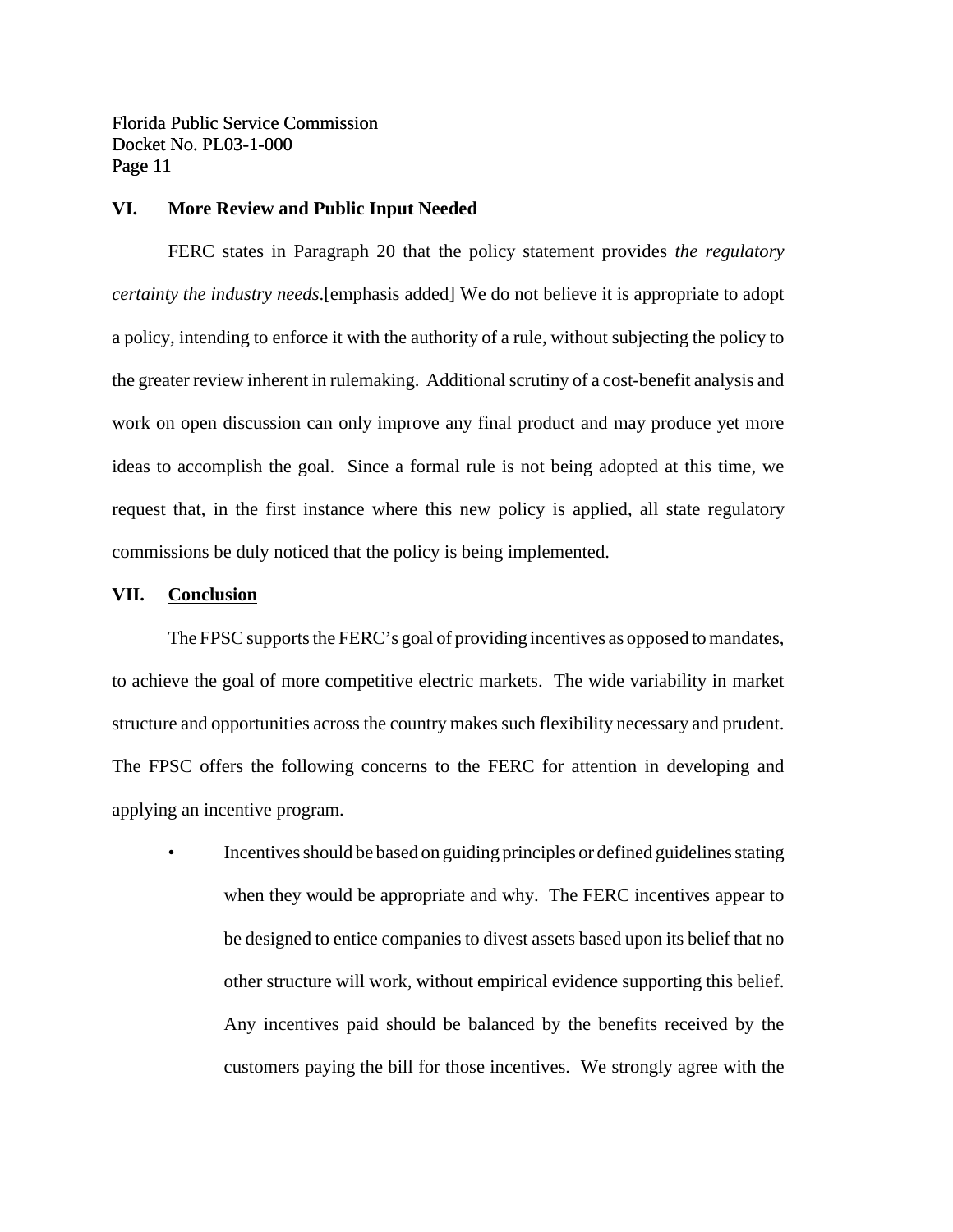## VI. More Review and Public Input Needed

FERC states in Paragraph 20 that the policy statement provides *the regulatory certainty the industry needs*.[emphasis added] We do not believe it is appropriate to adopt a policy, intending to enforce it with the authority of a rule, without subjecting the policy to the greater review inherent in rulemaking. Additional scrutiny of a cost-benefit analysis and work on open discussion can only improve any final product and may produce yet more ideas to accomplish the goal. Since a formal rule is not being adopted at this time, we request that, in the first instance where this new policy is applied, all state regulatory commissions be duly noticed that the policy is being implemented.

## VII. <u>Conclusion</u>

The FPSC supports the FERC's goal of providing incentives as opposed to mandates, to achieve the goal of more competitive electric markets. The wide variability in market structure and opportunities across the country makes such flexibility necessary and prudent. The FPSC offers the following concerns to the FERC for attention in developing and applying an incentive program.

- Incentives should be based on guiding principles or defined guidelines stating when they would be appropriate and why. The FERC incentives appear to be designed to entice companies to divest assets based upon its belief that no other structure will work, without empirical evidence supporting this belief. Any incentives paid should be balanced by the benefits received by the customers paying the bill for those incentives. We strongly agree with the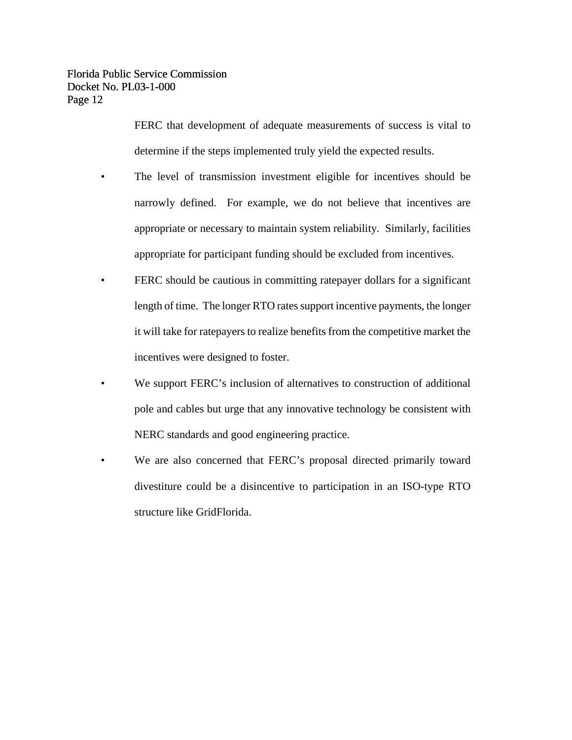FERC that development of adequate measurements of success is vital to determine if the steps implemented truly yield the expected results.

- The level of transmission investment eligible for incentives should be narrowly defined. For example, we do not believe that incentives are appropriate or necessary to maintain system reliability. Similarly, facilities appropriate for participant funding should be excluded from incentives.
- FERC should be cautious in committing ratepayer dollars for a significant length of time. The longer RTO rates support incentive payments, the longer it will take for ratepayers to realize benefits from the competitive market the incentives were designed to foster.
- We support FERC's inclusion of alternatives to construction of additional pole and cables but urge that any innovative technology be consistent with NERC standards and good engineering practice.
- We are also concerned that FERC's proposal directed primarily toward divestiture could be a disincentive to participation in an ISO-type RTO structure like GridFlorida.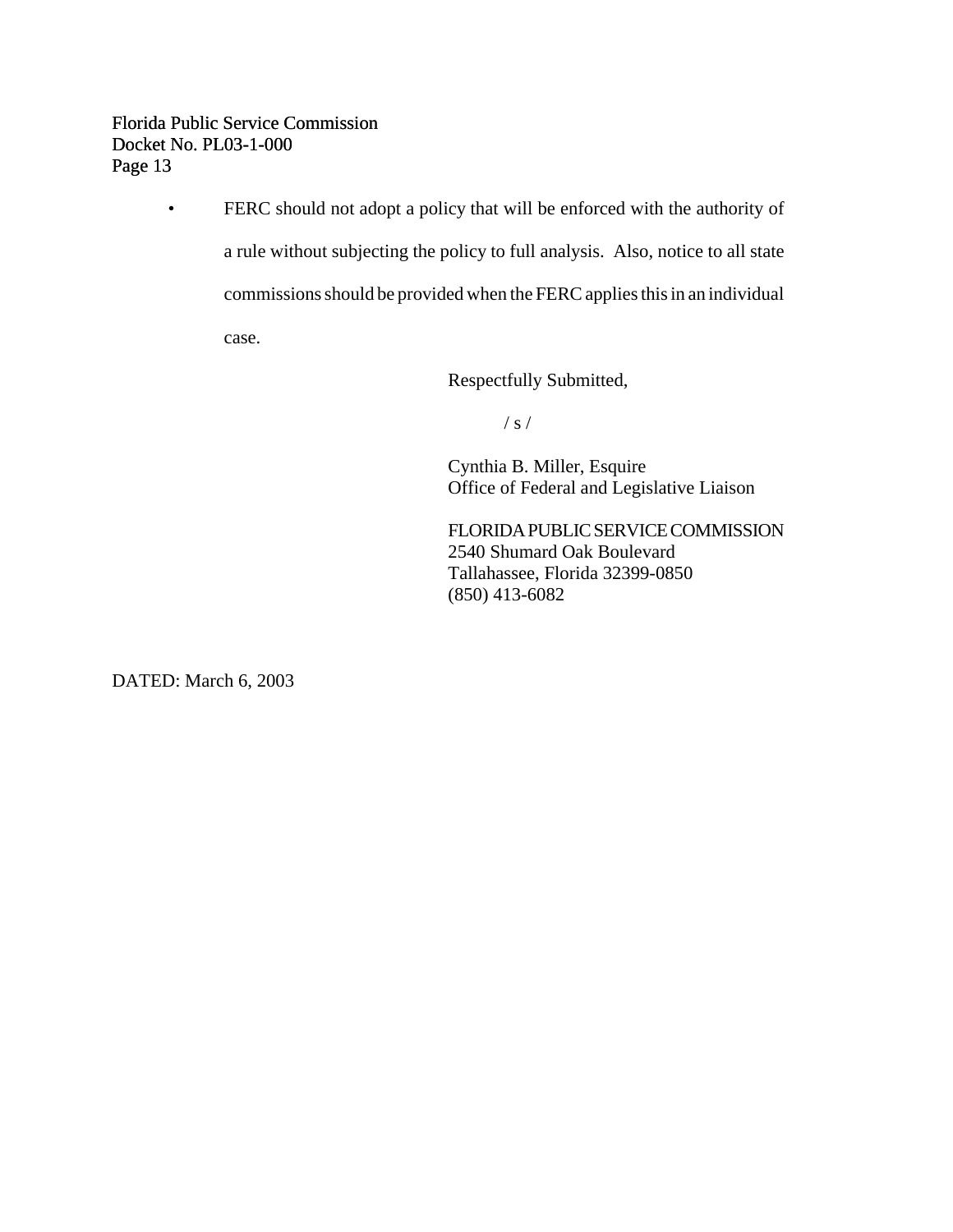- FERC should not adopt a policy that will be enforced with the authority of a rule without subjecting the policy to full analysis. Also, notice to all state commissions should be provided when the FERC applies this in an individual case.

Respectfully Submitted,

/ s /

Cynthia B. Miller, Esquire
Office of Federal and Legislative Liaison

FLORIDA PUBLIC SERVICE COMMISSION
2540 Shumard Oak Boulevard
Tallahassee, Florida 32399-0850
(850) 413-6082

DATED: March 6, 2003